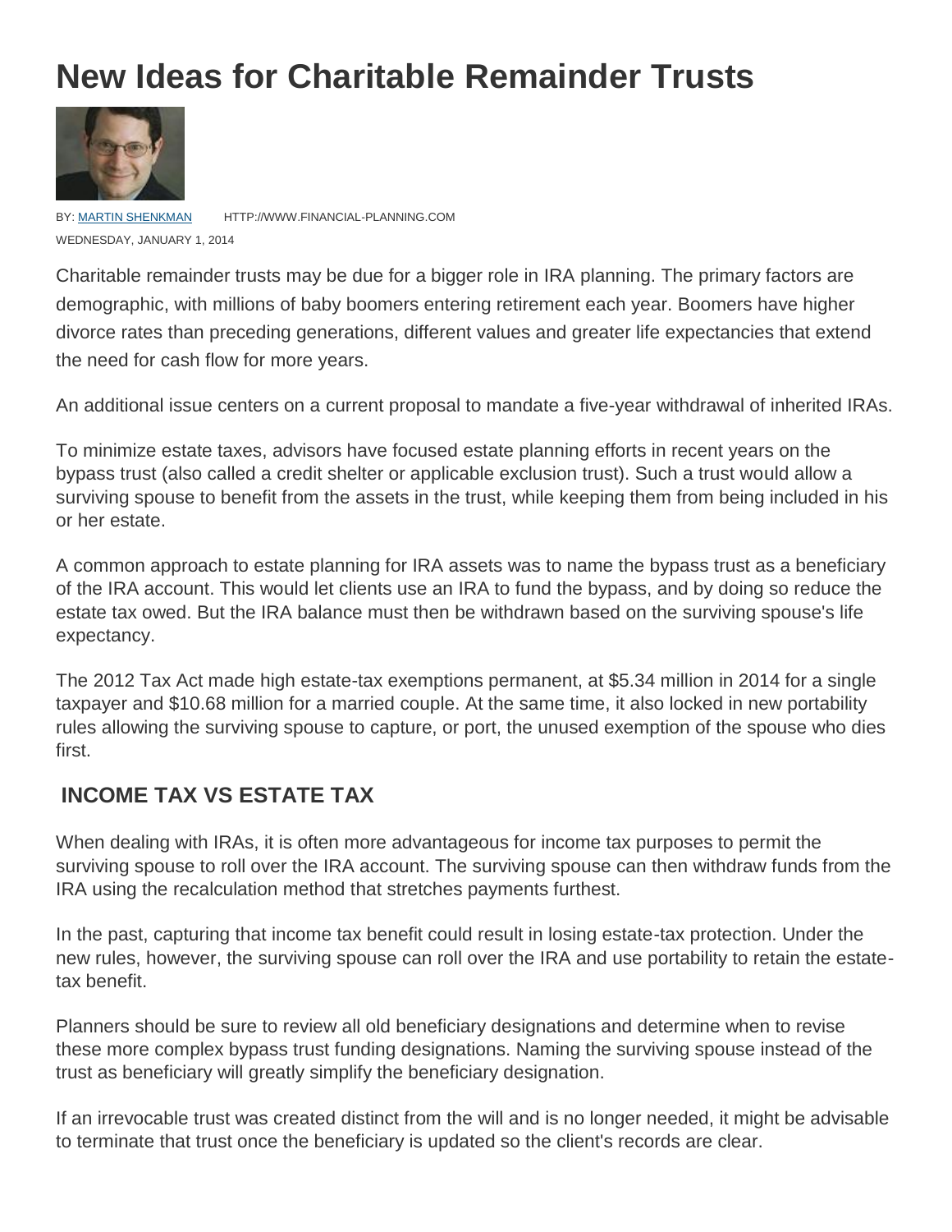# New Ideas for Charitable Remainder Trusts

BY: [MARTIN SHENKMAN](#) HTTP://WWW.FINANCIAL-PLANNING.COM

WEDNESDAY, JANUARY 1, 2014

Charitable remainder trusts may be due for a bigger role in IRA planning. The primary factors are demographic, with millions of baby boomers entering retirement each year. Boomers have higher divorce rates than preceding generations, different values and greater life expectancies that extend the need for cash flow for more years.

An additional issue centers on a current proposal to mandate a five-year withdrawal of inherited IRAs.

To minimize estate taxes, advisors have focused estate planning efforts in recent years on the bypass trust (also called a credit shelter or applicable exclusion trust). Such a trust would allow a surviving spouse to benefit from the assets in the trust, while keeping them from being included in his or her estate.

A common approach to estate planning for IRA assets was to name the bypass trust as a beneficiary of the IRA account. This would let clients use an IRA to fund the bypass, and by doing so reduce the estate tax owed. But the IRA balance must then be withdrawn based on the surviving spouse's life expectancy.

The 2012 Tax Act made high estate-tax exemptions permanent, at $5.34 million in 2014 for a single taxpayer and $10.68 million for a married couple. At the same time, it also locked in new portability rules allowing the surviving spouse to capture, or port, the unused exemption of the spouse who dies first.

## INCOME TAX VS ESTATE TAX

When dealing with IRAs, it is often more advantageous for income tax purposes to permit the surviving spouse to roll over the IRA account. The surviving spouse can then withdraw funds from the IRA using the recalculation method that stretches payments furthest.

In the past, capturing that income tax benefit could result in losing estate-tax protection. Under the new rules, however, the surviving spouse can roll over the IRA and use portability to retain the estate-tax benefit.

Planners should be sure to review all old beneficiary designations and determine when to revise these more complex bypass trust funding designations. Naming the surviving spouse instead of the trust as beneficiary will greatly simplify the beneficiary designation.

If an irrevocable trust was created distinct from the will and is no longer needed, it might be advisable to terminate that trust once the beneficiary is updated so the client's records are clear.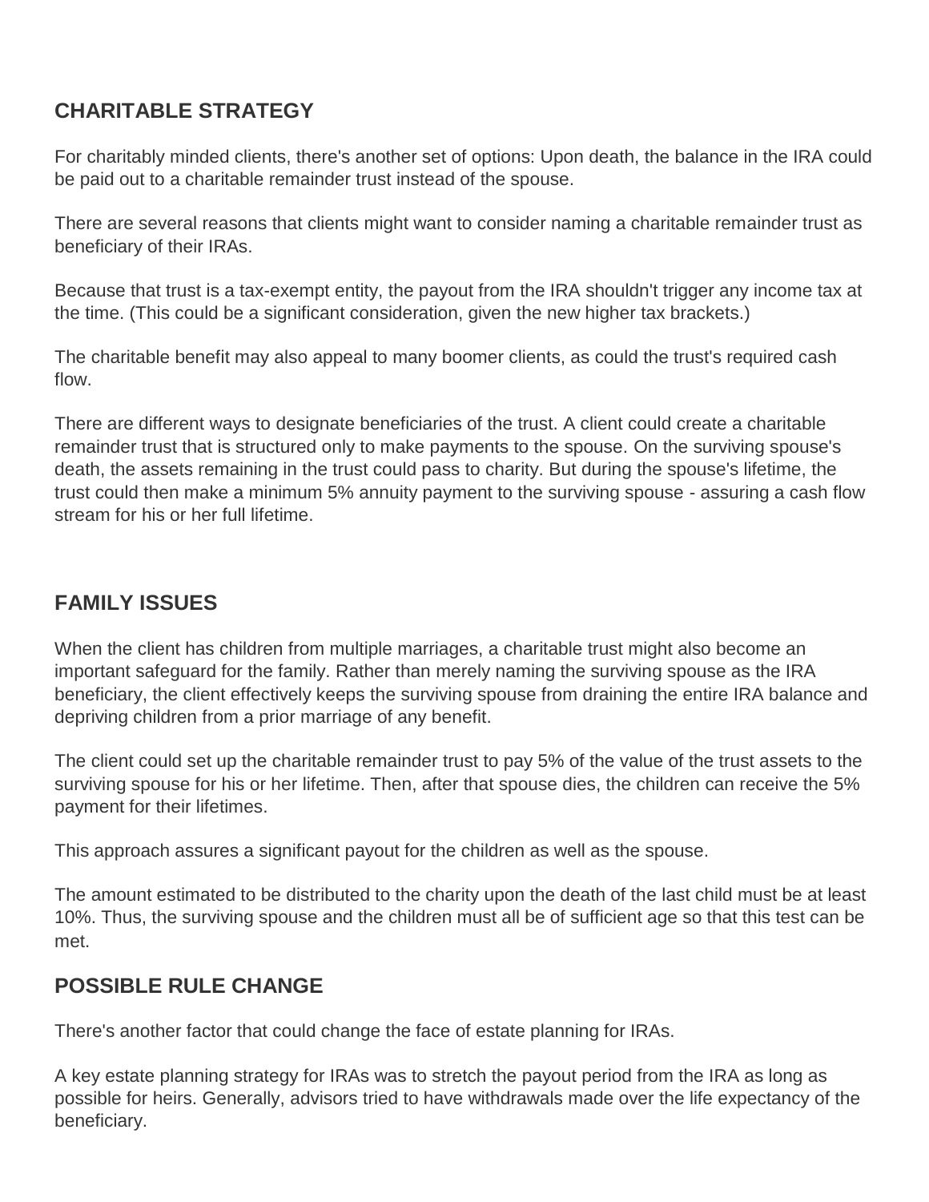## CHARITABLE STRATEGY

For charitably minded clients, there's another set of options: Upon death, the balance in the IRA could be paid out to a charitable remainder trust instead of the spouse.

There are several reasons that clients might want to consider naming a charitable remainder trust as beneficiary of their IRAs.

Because that trust is a tax-exempt entity, the payout from the IRA shouldn't trigger any income tax at the time. (This could be a significant consideration, given the new higher tax brackets.)

The charitable benefit may also appeal to many boomer clients, as could the trust's required cash flow.

There are different ways to designate beneficiaries of the trust. A client could create a charitable remainder trust that is structured only to make payments to the spouse. On the surviving spouse's death, the assets remaining in the trust could pass to charity. But during the spouse's lifetime, the trust could then make a minimum 5% annuity payment to the surviving spouse - assuring a cash flow stream for his or her full lifetime.

## FAMILY ISSUES

When the client has children from multiple marriages, a charitable trust might also become an important safeguard for the family. Rather than merely naming the surviving spouse as the IRA beneficiary, the client effectively keeps the surviving spouse from draining the entire IRA balance and depriving children from a prior marriage of any benefit.

The client could set up the charitable remainder trust to pay 5% of the value of the trust assets to the surviving spouse for his or her lifetime. Then, after that spouse dies, the children can receive the 5% payment for their lifetimes.

This approach assures a significant payout for the children as well as the spouse.

The amount estimated to be distributed to the charity upon the death of the last child must be at least 10%. Thus, the surviving spouse and the children must all be of sufficient age so that this test can be met.

## POSSIBLE RULE CHANGE

There's another factor that could change the face of estate planning for IRAs.

A key estate planning strategy for IRAs was to stretch the payout period from the IRA as long as possible for heirs. Generally, advisors tried to have withdrawals made over the life expectancy of the beneficiary.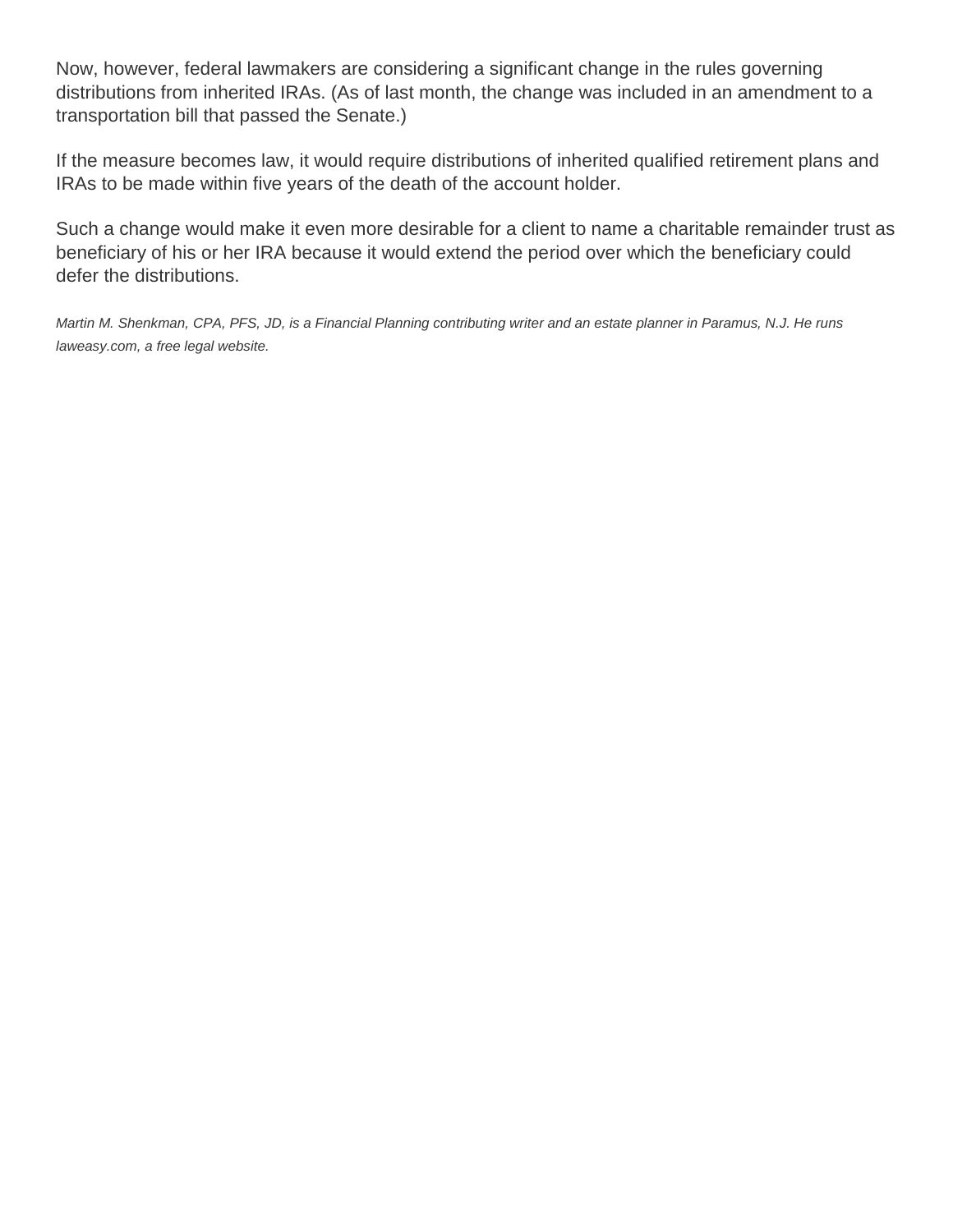Now, however, federal lawmakers are considering a significant change in the rules governing distributions from inherited IRAs. (As of last month, the change was included in an amendment to a transportation bill that passed the Senate.)

If the measure becomes law, it would require distributions of inherited qualified retirement plans and IRAs to be made within five years of the death of the account holder.

Such a change would make it even more desirable for a client to name a charitable remainder trust as beneficiary of his or her IRA because it would extend the period over which the beneficiary could defer the distributions.

*Martin M. Shenkman, CPA, PFS, JD, is a Financial Planning contributing writer and an estate planner in Paramus, N.J. He runs laweasy.com, a free legal website.*